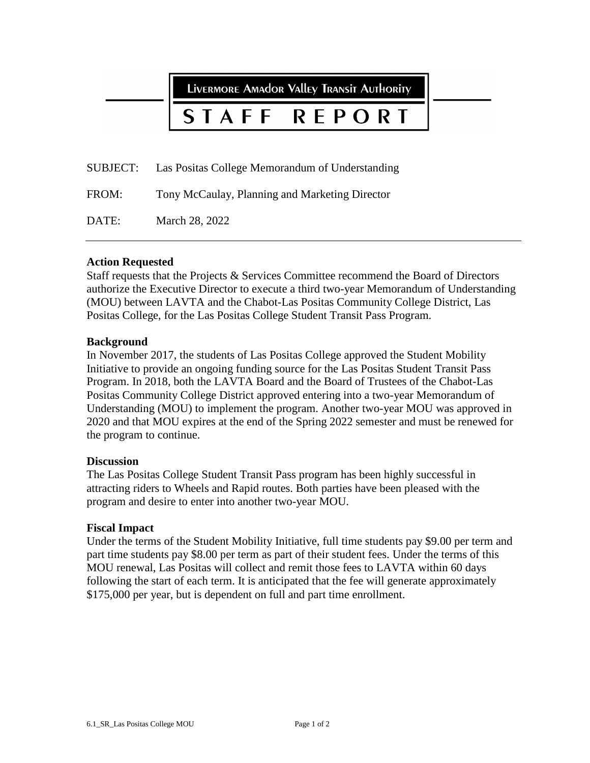# Livermore Amador Valley Transit Authority

# STAFF REPORT

SUBJECT: Las Positas College Memorandum of Understanding

FROM: Tony McCaulay, Planning and Marketing Director

DATE: March 28, 2022

---

**Action Requested**

Staff requests that the Projects & Services Committee recommend the Board of Directors authorize the Executive Director to execute a third two-year Memorandum of Understanding (MOU) between LAVTA and the Chabot-Las Positas Community College District, Las Positas College, for the Las Positas College Student Transit Pass Program.

**Background**

In November 2017, the students of Las Positas College approved the Student Mobility Initiative to provide an ongoing funding source for the Las Positas Student Transit Pass Program. In 2018, both the LAVTA Board and the Board of Trustees of the Chabot-Las Positas Community College District approved entering into a two-year Memorandum of Understanding (MOU) to implement the program. Another two-year MOU was approved in 2020 and that MOU expires at the end of the Spring 2022 semester and must be renewed for the program to continue.

**Discussion**

The Las Positas College Student Transit Pass program has been highly successful in attracting riders to Wheels and Rapid routes. Both parties have been pleased with the program and desire to enter into another two-year MOU.

**Fiscal Impact**

Under the terms of the Student Mobility Initiative, full time students pay $9.00 per term and part time students pay $8.00 per term as part of their student fees. Under the terms of this MOU renewal, Las Positas will collect and remit those fees to LAVTA within 60 days following the start of each term. It is anticipated that the fee will generate approximately $175,000 per year, but is dependent on full and part time enrollment.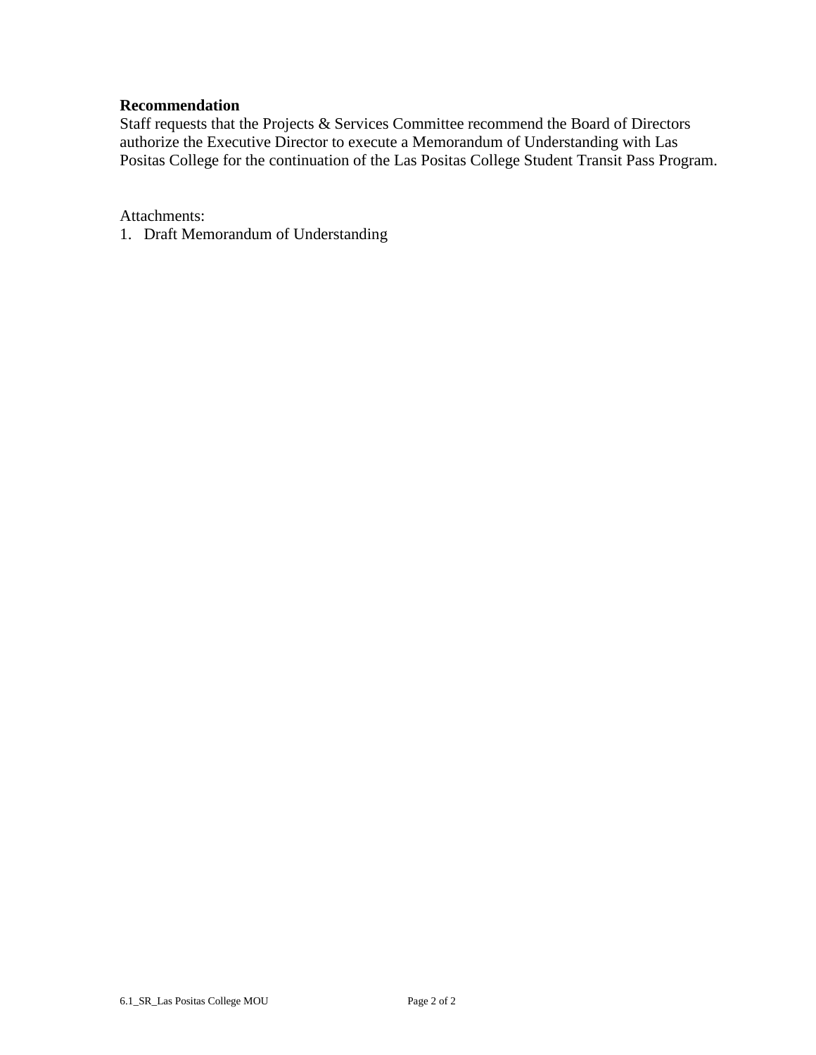**Recommendation**

Staff requests that the Projects & Services Committee recommend the Board of Directors authorize the Executive Director to execute a Memorandum of Understanding with Las Positas College for the continuation of the Las Positas College Student Transit Pass Program.

Attachments:

1. Draft Memorandum of Understanding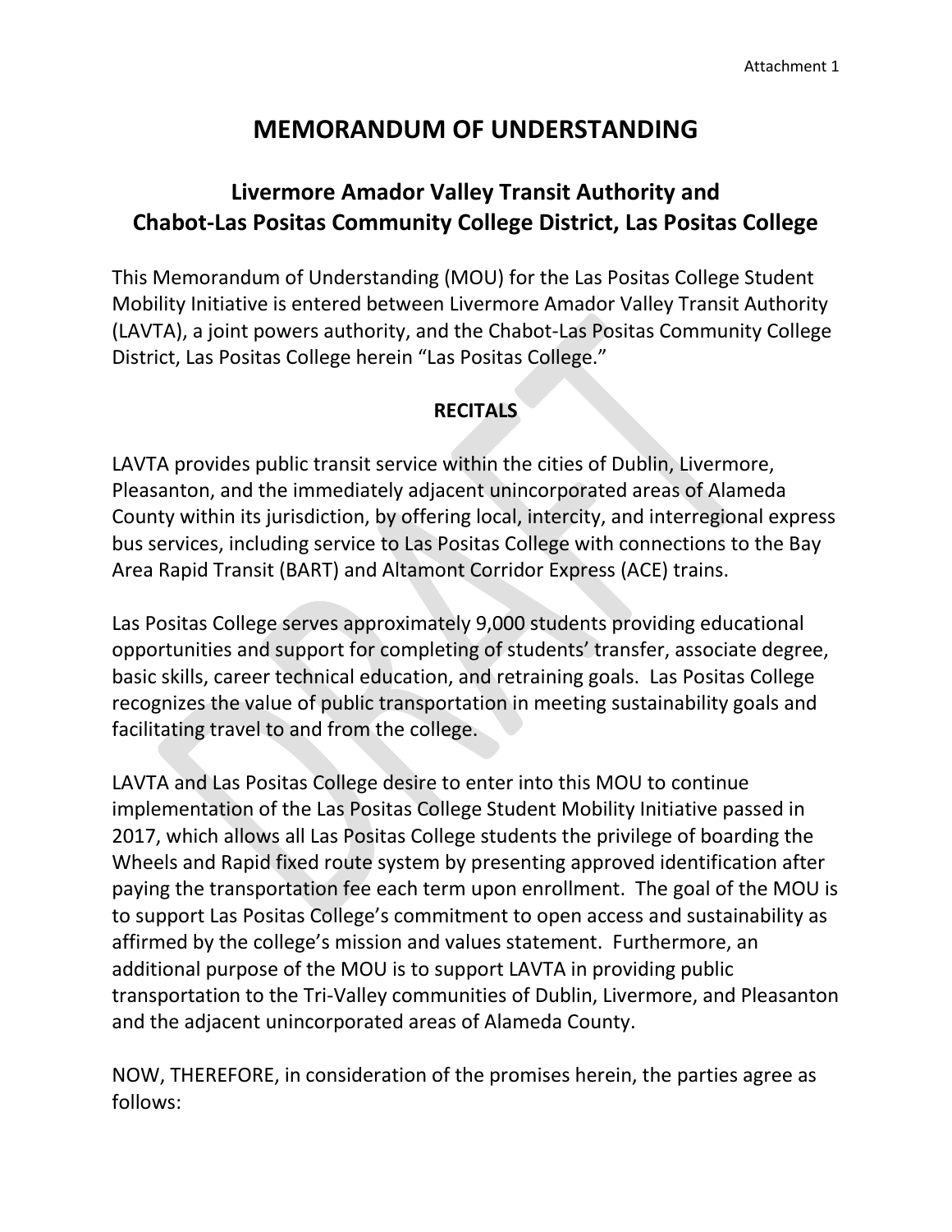# MEMORANDUM OF UNDERSTANDING

## Livermore Amador Valley Transit Authority and Chabot-Las Positas Community College District, Las Positas College

This Memorandum of Understanding (MOU) for the Las Positas College Student Mobility Initiative is entered between Livermore Amador Valley Transit Authority (LAVTA), a joint powers authority, and the Chabot-Las Positas Community College District, Las Positas College herein "Las Positas College."

**RECITALS**

LAVTA provides public transit service within the cities of Dublin, Livermore, Pleasanton, and the immediately adjacent unincorporated areas of Alameda County within its jurisdiction, by offering local, intercity, and interregional express bus services, including service to Las Positas College with connections to the Bay Area Rapid Transit (BART) and Altamont Corridor Express (ACE) trains.

Las Positas College serves approximately 9,000 students providing educational opportunities and support for completing of students' transfer, associate degree, basic skills, career technical education, and retraining goals. Las Positas College recognizes the value of public transportation in meeting sustainability goals and facilitating travel to and from the college.

LAVTA and Las Positas College desire to enter into this MOU to continue implementation of the Las Positas College Student Mobility Initiative passed in 2017, which allows all Las Positas College students the privilege of boarding the Wheels and Rapid fixed route system by presenting approved identification after paying the transportation fee each term upon enrollment. The goal of the MOU is to support Las Positas College's commitment to open access and sustainability as affirmed by the college's mission and values statement. Furthermore, an additional purpose of the MOU is to support LAVTA in providing public transportation to the Tri-Valley communities of Dublin, Livermore, and Pleasanton and the adjacent unincorporated areas of Alameda County.

NOW, THEREFORE, in consideration of the promises herein, the parties agree as follows: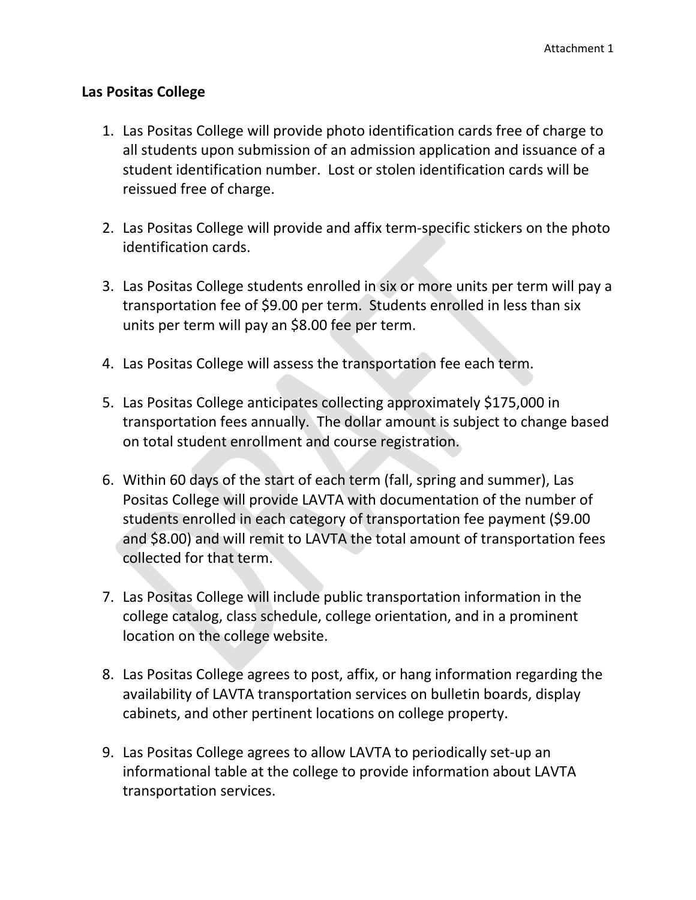Attachment 1

**Las Positas College**

1. Las Positas College will provide photo identification cards free of charge to all students upon submission of an admission application and issuance of a student identification number. Lost or stolen identification cards will be reissued free of charge.

2. Las Positas College will provide and affix term-specific stickers on the photo identification cards.

3. Las Positas College students enrolled in six or more units per term will pay a transportation fee of $9.00 per term. Students enrolled in less than six units per term will pay an $8.00 fee per term.

4. Las Positas College will assess the transportation fee each term.

5. Las Positas College anticipates collecting approximately $175,000 in transportation fees annually. The dollar amount is subject to change based on total student enrollment and course registration.

6. Within 60 days of the start of each term (fall, spring and summer), Las Positas College will provide LAVTA with documentation of the number of students enrolled in each category of transportation fee payment ($9.00 and $8.00) and will remit to LAVTA the total amount of transportation fees collected for that term.

7. Las Positas College will include public transportation information in the college catalog, class schedule, college orientation, and in a prominent location on the college website.

8. Las Positas College agrees to post, affix, or hang information regarding the availability of LAVTA transportation services on bulletin boards, display cabinets, and other pertinent locations on college property.

9. Las Positas College agrees to allow LAVTA to periodically set-up an informational table at the college to provide information about LAVTA transportation services.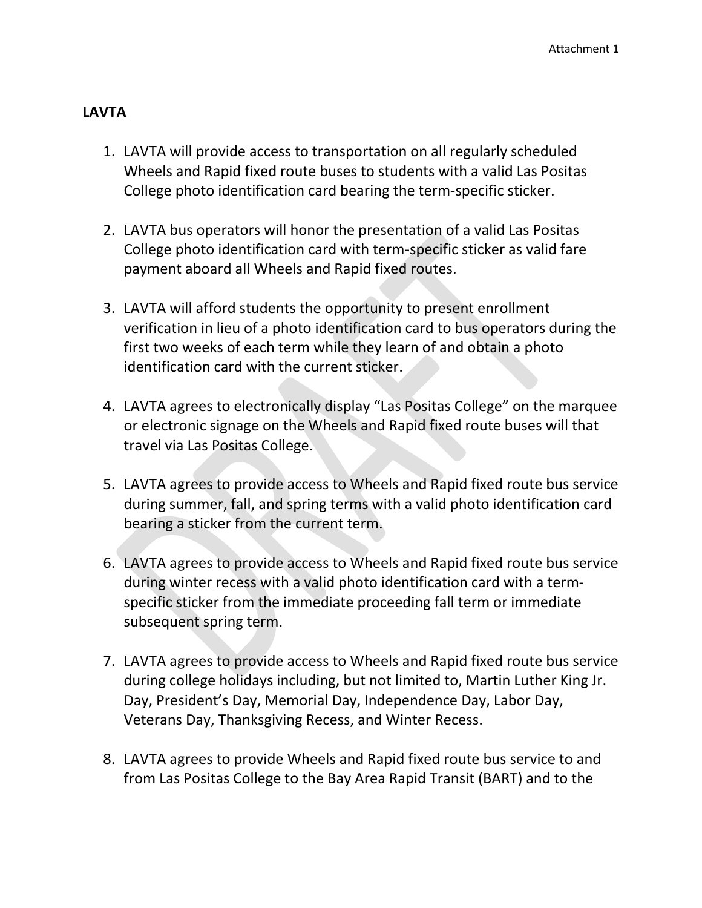## LAVTA

1. LAVTA will provide access to transportation on all regularly scheduled Wheels and Rapid fixed route buses to students with a valid Las Positas College photo identification card bearing the term-specific sticker.

2. LAVTA bus operators will honor the presentation of a valid Las Positas College photo identification card with term-specific sticker as valid fare payment aboard all Wheels and Rapid fixed routes.

3. LAVTA will afford students the opportunity to present enrollment verification in lieu of a photo identification card to bus operators during the first two weeks of each term while they learn of and obtain a photo identification card with the current sticker.

4. LAVTA agrees to electronically display "Las Positas College" on the marquee or electronic signage on the Wheels and Rapid fixed route buses will that travel via Las Positas College.

5. LAVTA agrees to provide access to Wheels and Rapid fixed route bus service during summer, fall, and spring terms with a valid photo identification card bearing a sticker from the current term.

6. LAVTA agrees to provide access to Wheels and Rapid fixed route bus service during winter recess with a valid photo identification card with a term-specific sticker from the immediate proceeding fall term or immediate subsequent spring term.

7. LAVTA agrees to provide access to Wheels and Rapid fixed route bus service during college holidays including, but not limited to, Martin Luther King Jr. Day, President's Day, Memorial Day, Independence Day, Labor Day, Veterans Day, Thanksgiving Recess, and Winter Recess.

8. LAVTA agrees to provide Wheels and Rapid fixed route bus service to and from Las Positas College to the Bay Area Rapid Transit (BART) and to the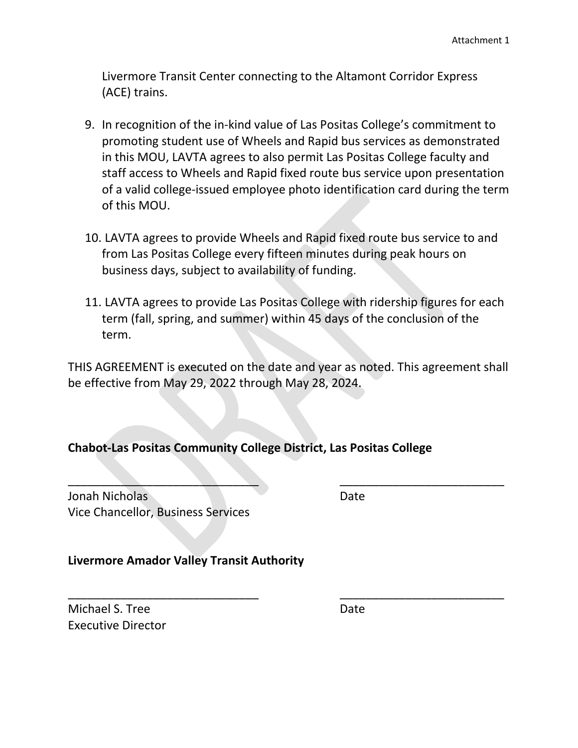Livermore Transit Center connecting to the Altamont Corridor Express (ACE) trains.

9. In recognition of the in-kind value of Las Positas College's commitment to promoting student use of Wheels and Rapid bus services as demonstrated in this MOU, LAVTA agrees to also permit Las Positas College faculty and staff access to Wheels and Rapid fixed route bus service upon presentation of a valid college-issued employee photo identification card during the term of this MOU.

10. LAVTA agrees to provide Wheels and Rapid fixed route bus service to and from Las Positas College every fifteen minutes during peak hours on business days, subject to availability of funding.

11. LAVTA agrees to provide Las Positas College with ridership figures for each term (fall, spring, and summer) within 45 days of the conclusion of the term.

THIS AGREEMENT is executed on the date and year as noted. This agreement shall be effective from May 29, 2022 through May 28, 2024.

**Chabot-Las Positas Community College District, Las Positas College**

\_\_\_\_\_\_\_\_\_\_\_\_\_\_\_\_\_\_\_\_\_\_\_\_\_\_\_\_\_\_ \_\_\_\_\_\_\_\_\_\_\_\_\_\_\_\_\_\_\_\_\_\_\_\_\_\_

Jonah Nicholas Date
Vice Chancellor, Business Services

**Livermore Amador Valley Transit Authority**

\_\_\_\_\_\_\_\_\_\_\_\_\_\_\_\_\_\_\_\_\_\_\_\_\_\_\_\_\_\_ \_\_\_\_\_\_\_\_\_\_\_\_\_\_\_\_\_\_\_\_\_\_\_\_\_\_

Michael S. Tree Date
Executive Director